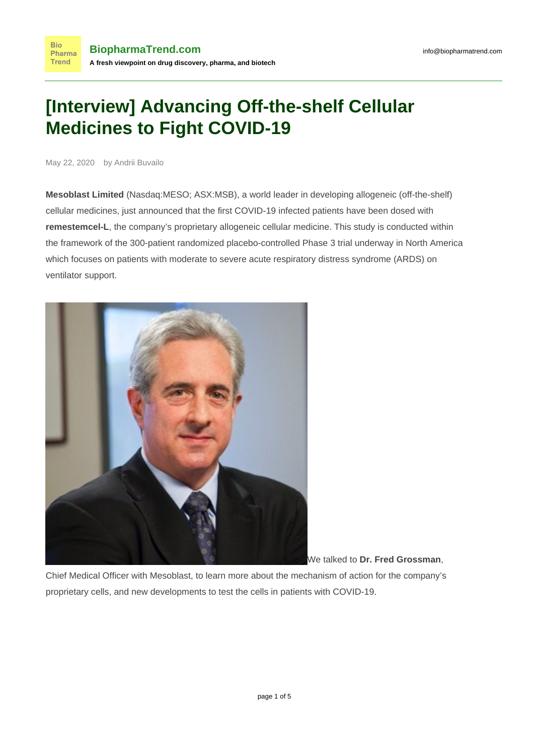# [Interview] Advancing Off-the-shelf Cellular Medicines to Fight COVID-19

May 22, 2020 by Andrii Buvailo

**Mesoblast Limited** (Nasdaq:MESO; ASX:MSB), a world leader in developing allogeneic (off-the-shelf) cellular medicines, just announced that the first COVID-19 infected patients have been dosed with **remestemcel-L**, the company's proprietary allogeneic cellular medicine. This study is conducted within the framework of the 300-patient randomized placebo-controlled Phase 3 trial underway in North America which focuses on patients with moderate to severe acute respiratory distress syndrome (ARDS) on ventilator support.

We talked to **Dr. Fred Grossman**, Chief Medical Officer with Mesoblast, to learn more about the mechanism of action for the company's proprietary cells, and new developments to test the cells in patients with COVID-19.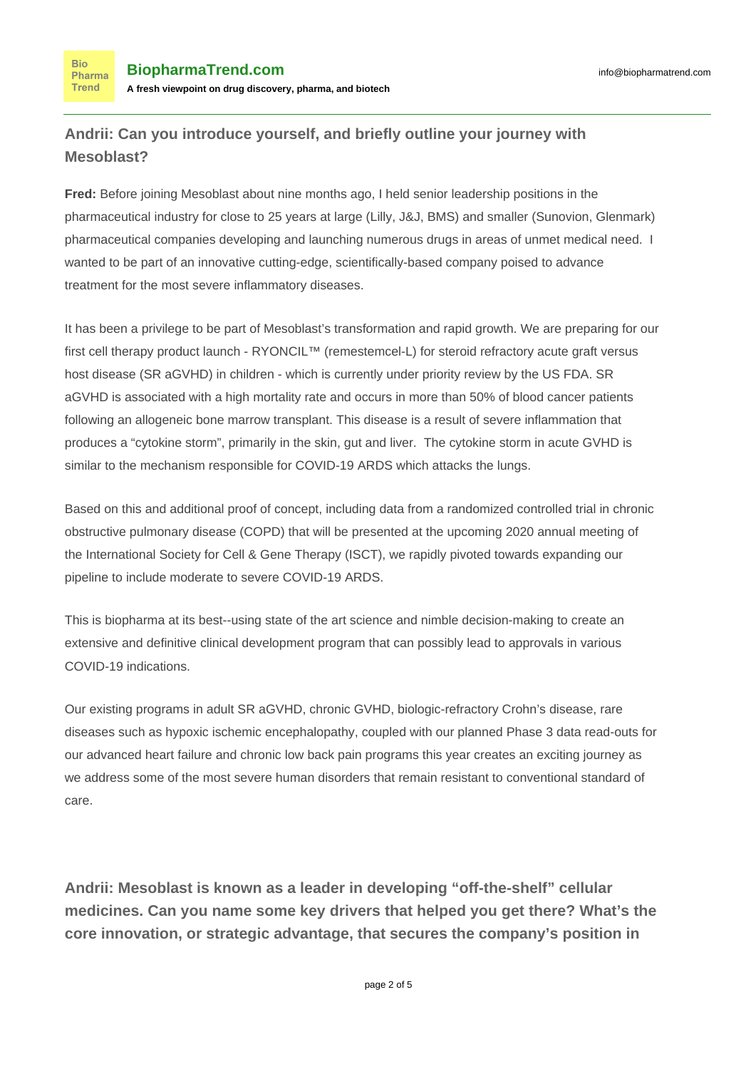### Andrii: Can you introduce yourself, and briefly outline your journey with Mesoblast?

**Fred:** Before joining Mesoblast about nine months ago, I held senior leadership positions in the pharmaceutical industry for close to 25 years at large (Lilly, J&J, BMS) and smaller (Sunovion, Glenmark) pharmaceutical companies developing and launching numerous drugs in areas of unmet medical need. I wanted to be part of an innovative cutting-edge, scientifically-based company poised to advance treatment for the most severe inflammatory diseases.

It has been a privilege to be part of Mesoblast's transformation and rapid growth. We are preparing for our first cell therapy product launch - RYONCIL™ (remestemcel-L) for steroid refractory acute graft versus host disease (SR aGVHD) in children - which is currently under priority review by the US FDA. SR aGVHD is associated with a high mortality rate and occurs in more than 50% of blood cancer patients following an allogeneic bone marrow transplant. This disease is a result of severe inflammation that produces a "cytokine storm", primarily in the skin, gut and liver. The cytokine storm in acute GVHD is similar to the mechanism responsible for COVID-19 ARDS which attacks the lungs.

Based on this and additional proof of concept, including data from a randomized controlled trial in chronic obstructive pulmonary disease (COPD) that will be presented at the upcoming 2020 annual meeting of the International Society for Cell & Gene Therapy (ISCT), we rapidly pivoted towards expanding our pipeline to include moderate to severe COVID-19 ARDS.

This is biopharma at its best--using state of the art science and nimble decision-making to create an extensive and definitive clinical development program that can possibly lead to approvals in various COVID-19 indications.

Our existing programs in adult SR aGVHD, chronic GVHD, biologic-refractory Crohn's disease, rare diseases such as hypoxic ischemic encephalopathy, coupled with our planned Phase 3 data read-outs for our advanced heart failure and chronic low back pain programs this year creates an exciting journey as we address some of the most severe human disorders that remain resistant to conventional standard of care.

### Andrii: Mesoblast is known as a leader in developing "off-the-shelf" cellular medicines. Can you name some key drivers that helped you get there? What's the core innovation, or strategic advantage, that secures the company's position in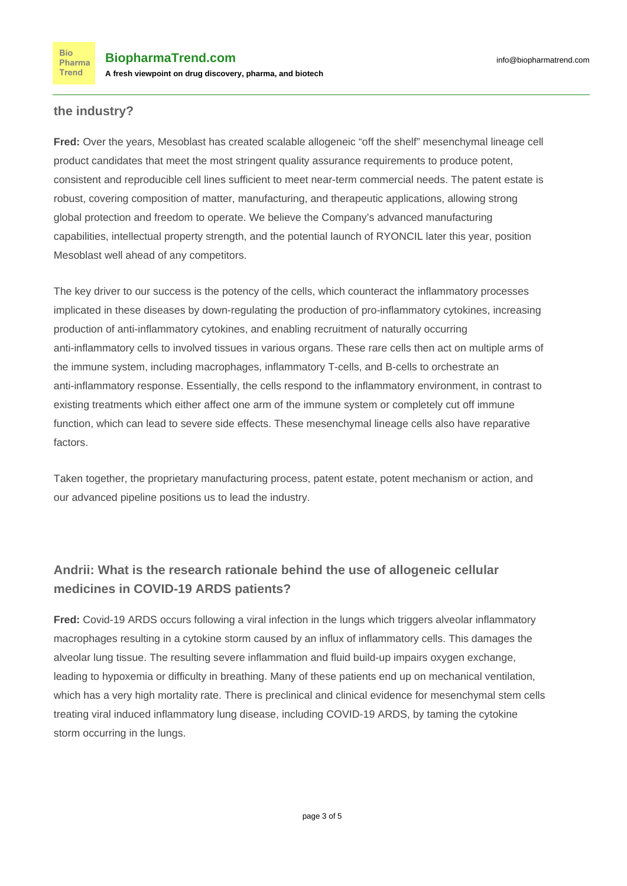## the industry?

**Fred:** Over the years, Mesoblast has created scalable allogeneic “off the shelf” mesenchymal lineage cell product candidates that meet the most stringent quality assurance requirements to produce potent, consistent and reproducible cell lines sufficient to meet near-term commercial needs. The patent estate is robust, covering composition of matter, manufacturing, and therapeutic applications, allowing strong global protection and freedom to operate. We believe the Company's advanced manufacturing capabilities, intellectual property strength, and the potential launch of RYONCIL later this year, position Mesoblast well ahead of any competitors.

The key driver to our success is the potency of the cells, which counteract the inflammatory processes implicated in these diseases by down-regulating the production of pro-inflammatory cytokines, increasing production of anti-inflammatory cytokines, and enabling recruitment of naturally occurring anti-inflammatory cells to involved tissues in various organs. These rare cells then act on multiple arms of the immune system, including macrophages, inflammatory T-cells, and B-cells to orchestrate an anti-inflammatory response. Essentially, the cells respond to the inflammatory environment, in contrast to existing treatments which either affect one arm of the immune system or completely cut off immune function, which can lead to severe side effects. These mesenchymal lineage cells also have reparative factors.

Taken together, the proprietary manufacturing process, patent estate, potent mechanism or action, and our advanced pipeline positions us to lead the industry.

## Andrii: What is the research rationale behind the use of allogeneic cellular medicines in COVID-19 ARDS patients?

**Fred:** Covid-19 ARDS occurs following a viral infection in the lungs which triggers alveolar inflammatory macrophages resulting in a cytokine storm caused by an influx of inflammatory cells. This damages the alveolar lung tissue. The resulting severe inflammation and fluid build-up impairs oxygen exchange, leading to hypoxemia or difficulty in breathing. Many of these patients end up on mechanical ventilation, which has a very high mortality rate. There is preclinical and clinical evidence for mesenchymal stem cells treating viral induced inflammatory lung disease, including COVID-19 ARDS, by taming the cytokine storm occurring in the lungs.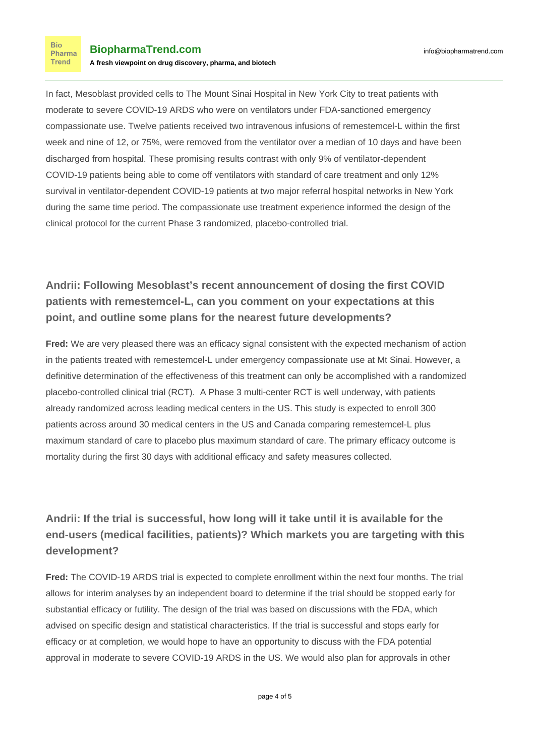In fact, Mesoblast provided cells to The Mount Sinai Hospital in New York City to treat patients with moderate to severe COVID-19 ARDS who were on ventilators under FDA-sanctioned emergency compassionate use. Twelve patients received two intravenous infusions of remestemcel-L within the first week and nine of 12, or 75%, were removed from the ventilator over a median of 10 days and have been discharged from hospital. These promising results contrast with only 9% of ventilator-dependent COVID-19 patients being able to come off ventilators with standard of care treatment and only 12% survival in ventilator-dependent COVID-19 patients at two major referral hospital networks in New York during the same time period. The compassionate use treatment experience informed the design of the clinical protocol for the current Phase 3 randomized, placebo-controlled trial.

### Andrii: Following Mesoblast's recent announcement of dosing the first COVID patients with remestemcel-L, can you comment on your expectations at this point, and outline some plans for the nearest future developments?

**Fred:** We are very pleased there was an efficacy signal consistent with the expected mechanism of action in the patients treated with remestemcel-L under emergency compassionate use at Mt Sinai. However, a definitive determination of the effectiveness of this treatment can only be accomplished with a randomized placebo-controlled clinical trial (RCT). A Phase 3 multi-center RCT is well underway, with patients already randomized across leading medical centers in the US. This study is expected to enroll 300 patients across around 30 medical centers in the US and Canada comparing remestemcel-L plus maximum standard of care to placebo plus maximum standard of care. The primary efficacy outcome is mortality during the first 30 days with additional efficacy and safety measures collected.

### Andrii: If the trial is successful, how long will it take until it is available for the end-users (medical facilities, patients)? Which markets you are targeting with this development?

**Fred:** The COVID-19 ARDS trial is expected to complete enrollment within the next four months. The trial allows for interim analyses by an independent board to determine if the trial should be stopped early for substantial efficacy or futility. The design of the trial was based on discussions with the FDA, which advised on specific design and statistical characteristics. If the trial is successful and stops early for efficacy or at completion, we would hope to have an opportunity to discuss with the FDA potential approval in moderate to severe COVID-19 ARDS in the US. We would also plan for approvals in other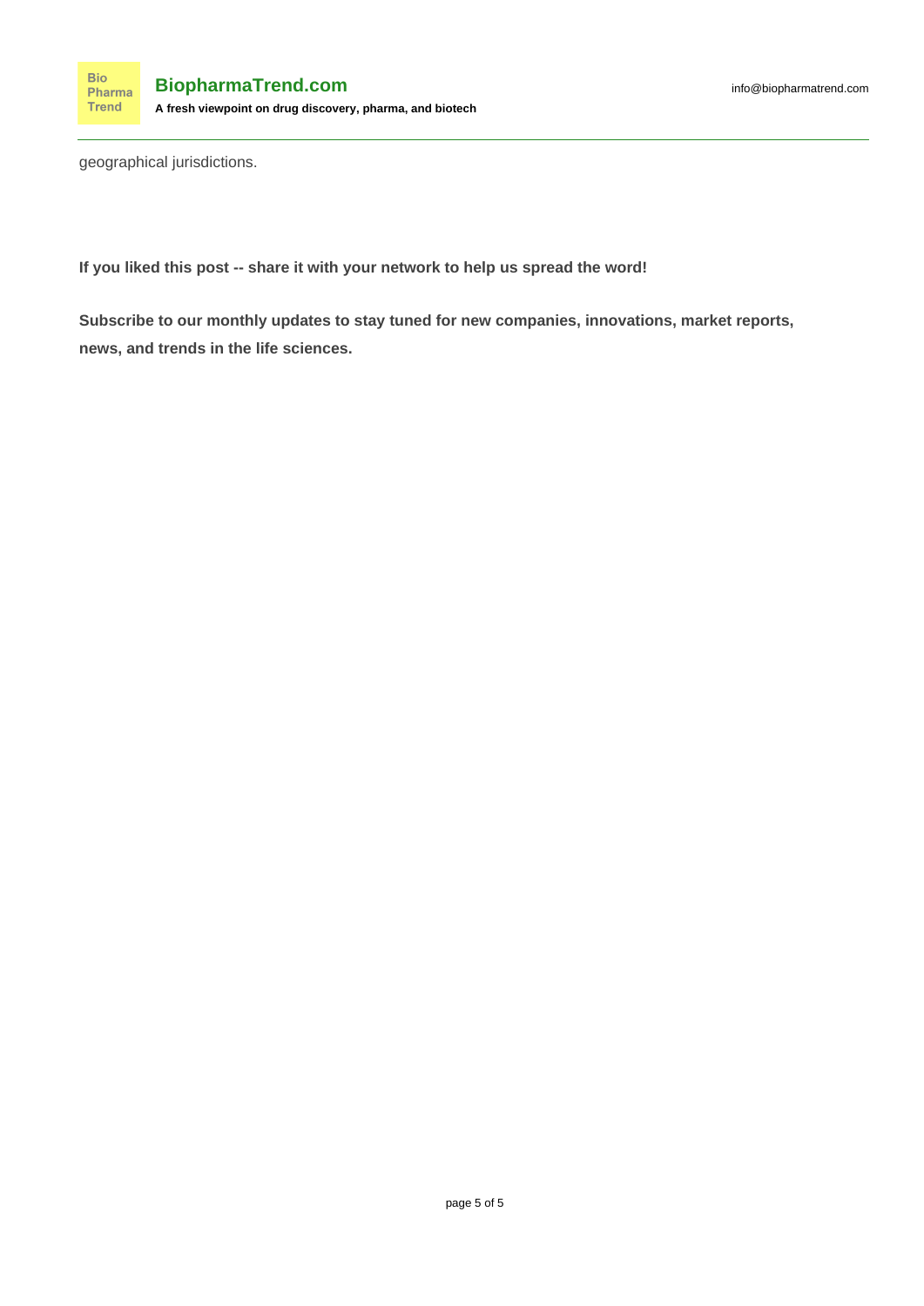geographical jurisdictions.

**If you liked this post -- share it with your network to help us spread the word!**

**Subscribe to our monthly updates to stay tuned for new companies, innovations, market reports, news, and trends in the life sciences.**